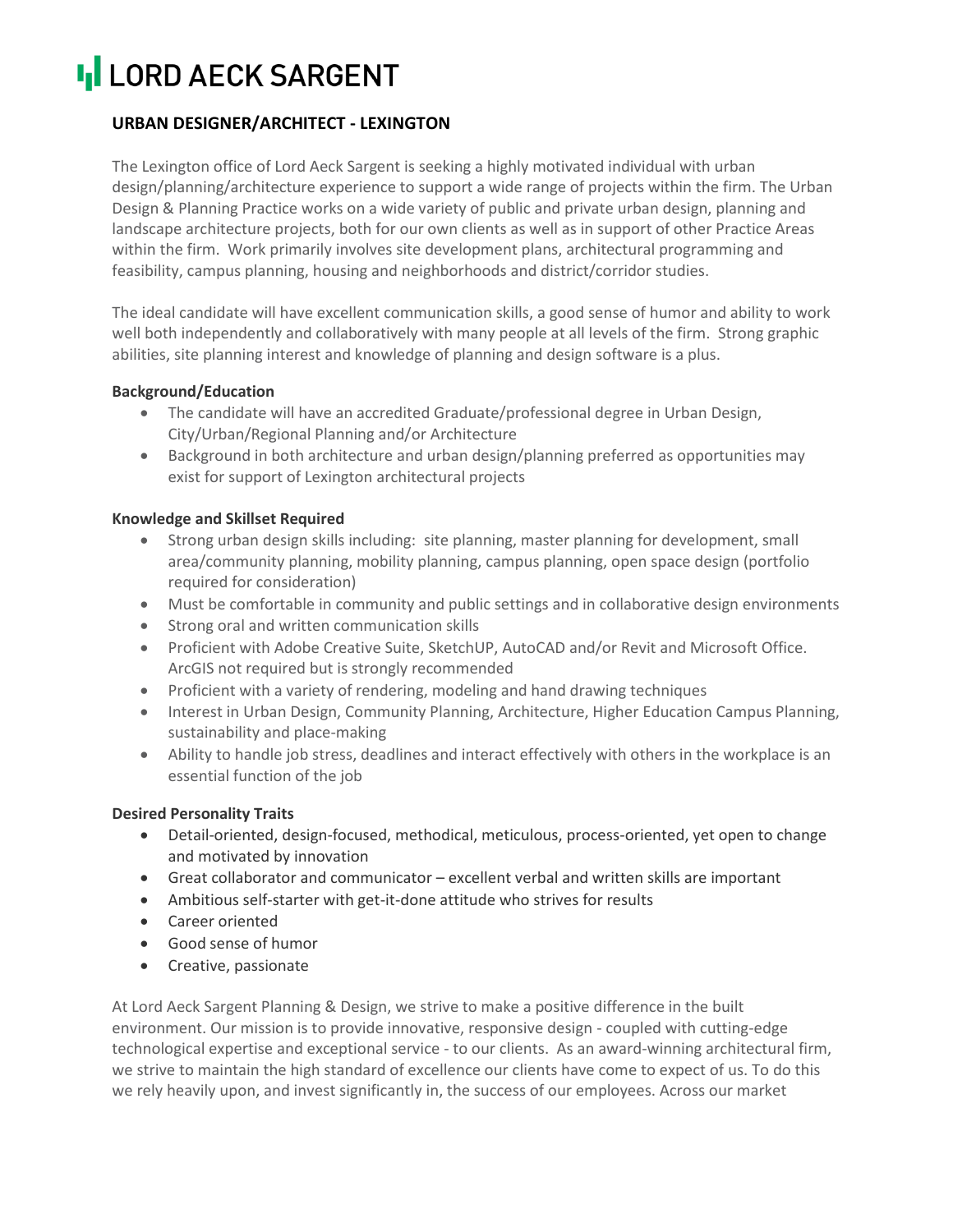# LORD AECK SARGENT

## URBAN DESIGNER/ARCHITECT - LEXINGTON

The Lexington office of Lord Aeck Sargent is seeking a highly motivated individual with urban design/planning/architecture experience to support a wide range of projects within the firm. The Urban Design & Planning Practice works on a wide variety of public and private urban design, planning and landscape architecture projects, both for our own clients as well as in support of other Practice Areas within the firm. Work primarily involves site development plans, architectural programming and feasibility, campus planning, housing and neighborhoods and district/corridor studies.

The ideal candidate will have excellent communication skills, a good sense of humor and ability to work well both independently and collaboratively with many people at all levels of the firm. Strong graphic abilities, site planning interest and knowledge of planning and design software is a plus.

**Background/Education**

- The candidate will have an accredited Graduate/professional degree in Urban Design, City/Urban/Regional Planning and/or Architecture
- Background in both architecture and urban design/planning preferred as opportunities may exist for support of Lexington architectural projects

**Knowledge and Skillset Required**

- Strong urban design skills including: site planning, master planning for development, small area/community planning, mobility planning, campus planning, open space design (portfolio required for consideration)
- Must be comfortable in community and public settings and in collaborative design environments
- Strong oral and written communication skills
- Proficient with Adobe Creative Suite, SketchUP, AutoCAD and/or Revit and Microsoft Office. ArcGIS not required but is strongly recommended
- Proficient with a variety of rendering, modeling and hand drawing techniques
- Interest in Urban Design, Community Planning, Architecture, Higher Education Campus Planning, sustainability and place-making
- Ability to handle job stress, deadlines and interact effectively with others in the workplace is an essential function of the job

**Desired Personality Traits**

- Detail-oriented, design-focused, methodical, meticulous, process-oriented, yet open to change and motivated by innovation
- Great collaborator and communicator – excellent verbal and written skills are important
- Ambitious self-starter with get-it-done attitude who strives for results
- Career oriented
- Good sense of humor
- Creative, passionate

At Lord Aeck Sargent Planning & Design, we strive to make a positive difference in the built environment. Our mission is to provide innovative, responsive design - coupled with cutting-edge technological expertise and exceptional service - to our clients. As an award-winning architectural firm, we strive to maintain the high standard of excellence our clients have come to expect of us. To do this we rely heavily upon, and invest significantly in, the success of our employees. Across our market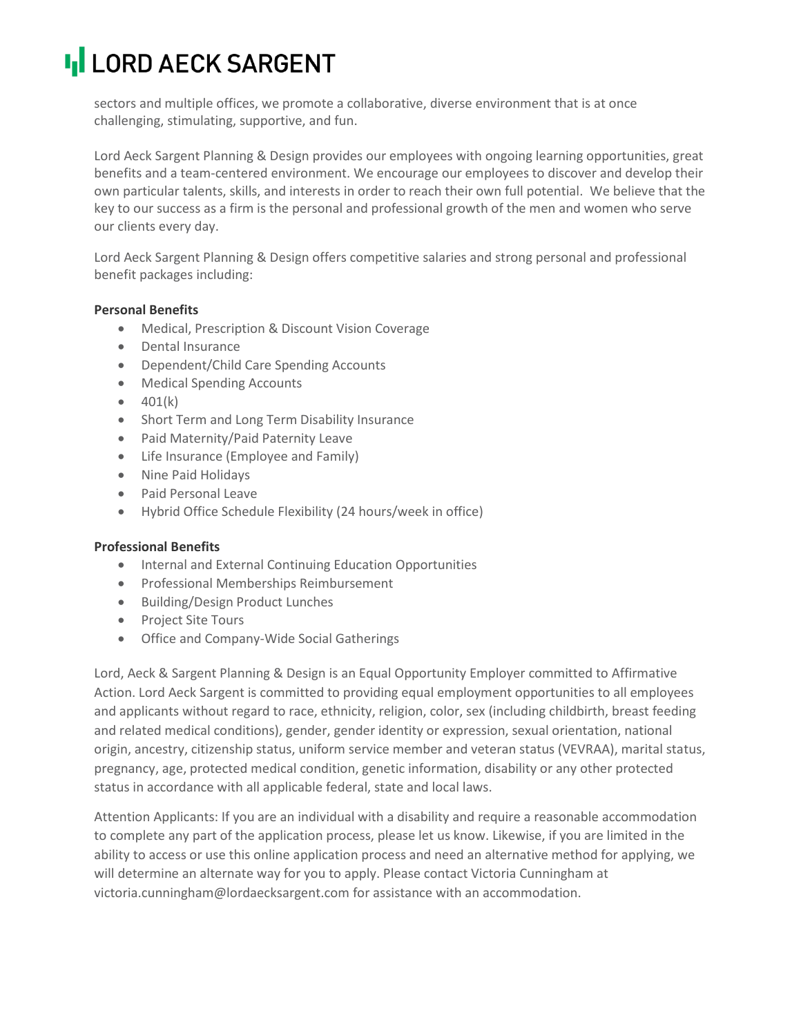sectors and multiple offices, we promote a collaborative, diverse environment that is at once challenging, stimulating, supportive, and fun.

Lord Aeck Sargent Planning & Design provides our employees with ongoing learning opportunities, great benefits and a team-centered environment. We encourage our employees to discover and develop their own particular talents, skills, and interests in order to reach their own full potential. We believe that the key to our success as a firm is the personal and professional growth of the men and women who serve our clients every day.

Lord Aeck Sargent Planning & Design offers competitive salaries and strong personal and professional benefit packages including:

**Personal Benefits**

- Medical, Prescription & Discount Vision Coverage
- Dental Insurance
- Dependent/Child Care Spending Accounts
- Medical Spending Accounts
- 401(k)
- Short Term and Long Term Disability Insurance
- Paid Maternity/Paid Paternity Leave
- Life Insurance (Employee and Family)
- Nine Paid Holidays
- Paid Personal Leave
- Hybrid Office Schedule Flexibility (24 hours/week in office)

**Professional Benefits**

- Internal and External Continuing Education Opportunities
- Professional Memberships Reimbursement
- Building/Design Product Lunches
- Project Site Tours
- Office and Company-Wide Social Gatherings

Lord, Aeck & Sargent Planning & Design is an Equal Opportunity Employer committed to Affirmative Action. Lord Aeck Sargent is committed to providing equal employment opportunities to all employees and applicants without regard to race, ethnicity, religion, color, sex (including childbirth, breast feeding and related medical conditions), gender, gender identity or expression, sexual orientation, national origin, ancestry, citizenship status, uniform service member and veteran status (VEVRAA), marital status, pregnancy, age, protected medical condition, genetic information, disability or any other protected status in accordance with all applicable federal, state and local laws.

Attention Applicants: If you are an individual with a disability and require a reasonable accommodation to complete any part of the application process, please let us know. Likewise, if you are limited in the ability to access or use this online application process and need an alternative method for applying, we will determine an alternate way for you to apply. Please contact Victoria Cunningham at victoria.cunningham@lordaecksargent.com for assistance with an accommodation.